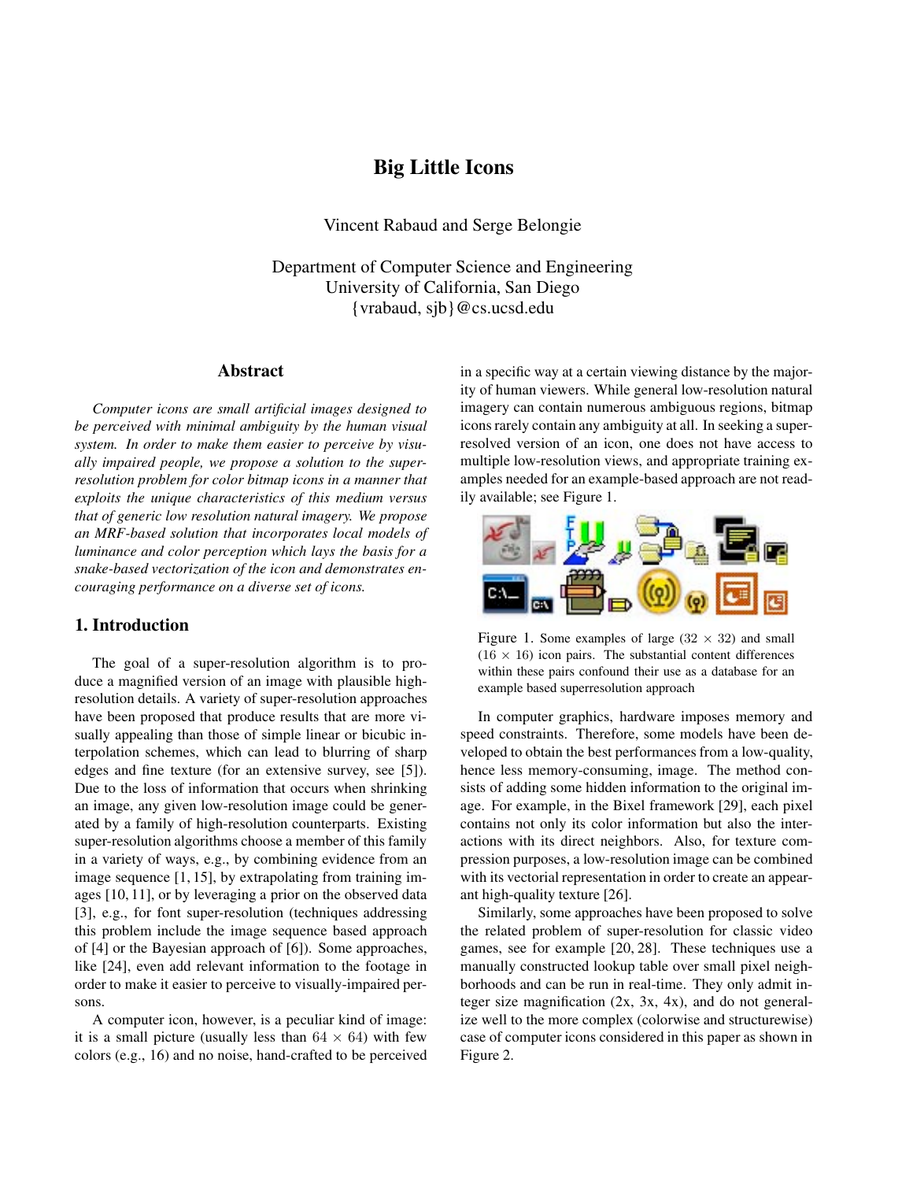# Big Little Icons

Vincent Rabaud and Serge Belongie

Department of Computer Science and Engineering
University of California, San Diego
{vrabaud, sjb}@cs.ucsd.edu

## Abstract

*Computer icons are small artificial images designed to be perceived with minimal ambiguity by the human visual system. In order to make them easier to perceive by visually impaired people, we propose a solution to the super-resolution problem for color bitmap icons in a manner that exploits the unique characteristics of this medium versus that of generic low resolution natural imagery. We propose an MRF-based solution that incorporates local models of luminance and color perception which lays the basis for a snake-based vectorization of the icon and demonstrates encouraging performance on a diverse set of icons.*

## 1. Introduction

The goal of a super-resolution algorithm is to produce a magnified version of an image with plausible high-resolution details. A variety of super-resolution approaches have been proposed that produce results that are more visually appealing than those of simple linear or bicubic interpolation schemes, which can lead to blurring of sharp edges and fine texture (for an extensive survey, see [5]). Due to the loss of information that occurs when shrinking an image, any given low-resolution image could be generated by a family of high-resolution counterparts. Existing super-resolution algorithms choose a member of this family in a variety of ways, e.g., by combining evidence from an image sequence [1, 15], by extrapolating from training images [10, 11], or by leveraging a prior on the observed data [3], e.g., for font super-resolution (techniques addressing this problem include the image sequence based approach of [4] or the Bayesian approach of [6]). Some approaches, like [24], even add relevant information to the footage in order to make it easier to perceive to visually-impaired persons.

A computer icon, however, is a peculiar kind of image: it is a small picture (usually less than $64 \times 64$) with few colors (e.g., 16) and no noise, hand-crafted to be perceived in a specific way at a certain viewing distance by the majority of human viewers. While general low-resolution natural imagery can contain numerous ambiguous regions, bitmap icons rarely contain any ambiguity at all. In seeking a super-resolved version of an icon, one does not have access to multiple low-resolution views, and appropriate training examples needed for an example-based approach are not readily available; see Figure 1.

Figure 1. Some examples of large ($32 \times 32$) and small ($16 \times 16$) icon pairs. The substantial content differences within these pairs confound their use as a database for an example based superresolution approach

In computer graphics, hardware imposes memory and speed constraints. Therefore, some models have been developed to obtain the best performances from a low-quality, hence less memory-consuming, image. The method consists of adding some hidden information to the original image. For example, in the Bixel framework [29], each pixel contains not only its color information but also the interactions with its direct neighbors. Also, for texture compression purposes, a low-resolution image can be combined with its vectorial representation in order to create an appearant high-quality texture [26].

Similarly, some approaches have been proposed to solve the related problem of super-resolution for classic video games, see for example [20, 28]. These techniques use a manually constructed lookup table over small pixel neighborhoods and can be run in real-time. They only admit integer size magnification (2x, 3x, 4x), and do not generalize well to the more complex (colorwise and structurewise) case of computer icons considered in this paper as shown in Figure 2.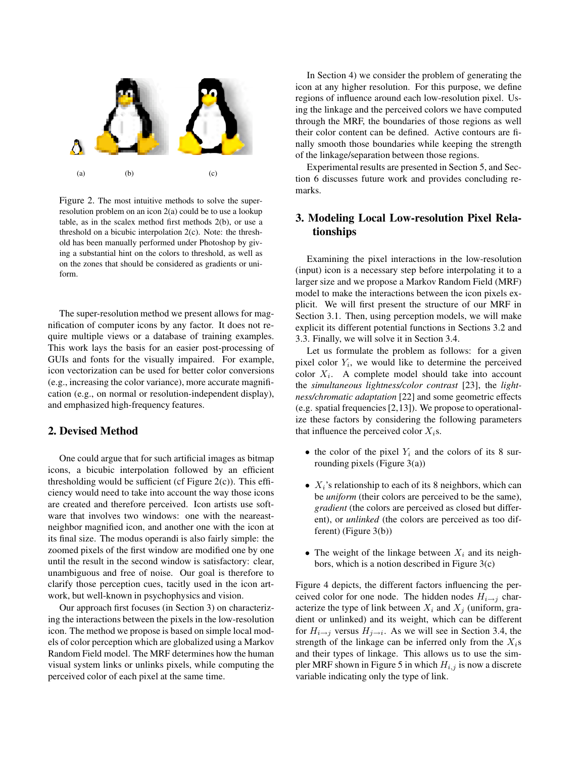(a) (b) (c)

Figure 2. The most intuitive methods to solve the super-resolution problem on an icon 2(a) could be to use a lookup table, as in the scalex method first methods 2(b), or use a threshold on a bicubic interpolation 2(c). Note: the threshold has been manually performed under Photoshop by giving a substantial hint on the colors to threshold, as well as on the zones that should be considered as gradients or uniform.

The super-resolution method we present allows for magnification of computer icons by any factor. It does not require multiple views or a database of training examples. This work lays the basis for an easier post-processing of GUIs and fonts for the visually impaired. For example, icon vectorization can be used for better color conversions (e.g., increasing the color variance), more accurate magnification (e.g., on normal or resolution-independent display), and emphasized high-frequency features.

## 2. Devised Method

One could argue that for such artificial images as bitmap icons, a bicubic interpolation followed by an efficient thresholding would be sufficient (cf Figure 2(c)). This efficiency would need to take into account the way those icons are created and therefore perceived. Icon artists use software that involves two windows: one with the neareast-neighbor magnified icon, and another one with the icon at its final size. The modus operandi is also fairly simple: the zoomed pixels of the first window are modified one by one until the result in the second window is satisfactory: clear, unambiguous and free of noise. Our goal is therefore to clarify those perception cues, tacitly used in the icon artwork, but well-known in psychophysics and vision.

Our approach first focuses (in Section 3) on characterizing the interactions between the pixels in the low-resolution icon. The method we propose is based on simple local models of color perception which are globalized using a Markov Random Field model. The MRF determines how the human visual system links or unlinks pixels, while computing the perceived color of each pixel at the same time.

In Section 4) we consider the problem of generating the icon at any higher resolution. For this purpose, we define regions of influence around each low-resolution pixel. Using the linkage and the perceived colors we have computed through the MRF, the boundaries of those regions as well their color content can be defined. Active contours are finally smooth those boundaries while keeping the strength of the linkage/separation between those regions.

Experimental results are presented in Section 5, and Section 6 discusses future work and provides concluding remarks.

## 3. Modeling Local Low-resolution Pixel Relationships

Examining the pixel interactions in the low-resolution (input) icon is a necessary step before interpolating it to a larger size and we propose a Markov Random Field (MRF) model to make the interactions between the icon pixels explicit. We will first present the structure of our MRF in Section 3.1. Then, using perception models, we will make explicit its different potential functions in Sections 3.2 and 3.3. Finally, we will solve it in Section 3.4.

Let us formulate the problem as follows: for a given pixel color $Y_i$, we would like to determine the perceived color $X_i$. A complete model should take into account the *simultaneous lightness/color contrast* [23], the *lightness/chromatic adaptation* [22] and some geometric effects (e.g. spatial frequencies [2,13]). We propose to operationalize these factors by considering the following parameters that influence the perceived color $X_i$s.

- the color of the pixel $Y_i$ and the colors of its 8 surrounding pixels (Figure 3(a))
- $X_i$'s relationship to each of its 8 neighbors, which can be *uniform* (their colors are perceived to be the same), *gradient* (the colors are perceived as closed but different), or *unlinked* (the colors are perceived as too different) (Figure 3(b))
- The weight of the linkage between $X_i$ and its neighbors, which is a notion described in Figure 3(c)

Figure 4 depicts, the different factors influencing the perceived color for one node. The hidden nodes $H_{i\to j}$ characterize the type of link between $X_i$ and $X_j$ (uniform, gradient or unlinked) and its weight, which can be different for $H_{i\to j}$ versus $H_{j\to i}$. As we will see in Section 3.4, the strength of the linkage can be inferred only from the $X_i$s and their types of linkage. This allows us to use the simpler MRF shown in Figure 5 in which $H_{i,j}$ is now a discrete variable indicating only the type of link.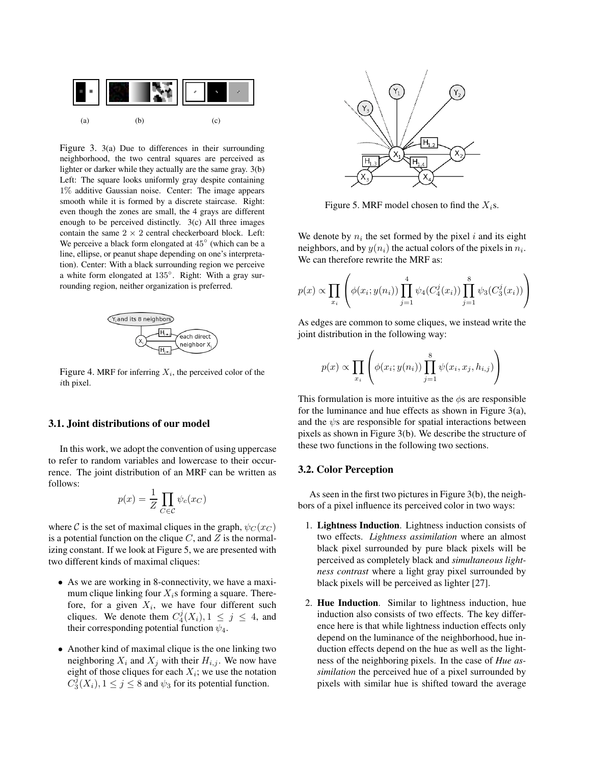(a) (b) (c)

Figure 3. 3(a) Due to differences in their surrounding neighborhood, the two central squares are perceived as lighter or darker while they actually are the same gray. 3(b) Left: The square looks uniformly gray despite containing 1% additive Gaussian noise. Center: The image appears smooth while it is formed by a discrete staircase. Right: even though the zones are small, the 4 grays are different enough to be perceived distinctly. 3(c) All three images contain the same $2 \times 2$ central checkerboard block. Left: We perceive a black form elongated at $45^\circ$ (which can be a line, ellipse, or peanut shape depending on one's interpretation). Center: With a black surrounding region we perceive a white form elongated at $135^\circ$. Right: With a gray surrounding region, neither organization is preferred.

Figure 4. MRF for inferring $X_i$, the perceived color of the $i$th pixel.

### 3.1. Joint distributions of our model

In this work, we adopt the convention of using uppercase to refer to random variables and lowercase to their occurrence. The joint distribution of an MRF can be written as follows:

$$p(x) = \frac{1}{Z} \prod_{C \in \mathcal{C}} \psi_c(x_C)$$

where $\mathcal{C}$ is the set of maximal cliques in the graph, $\psi_C(x_C)$ is a potential function on the clique $C$, and $Z$ is the normalizing constant. If we look at Figure 5, we are presented with two different kinds of maximal cliques:

- As we are working in 8-connectivity, we have a maximum clique linking four $X_i$s forming a square. Therefore, for a given $X_i$, we have four different such cliques. We denote them $C_4^j(X_i), 1 \leq j \leq 4$, and their corresponding potential function $\psi_4$.
- Another kind of maximal clique is the one linking two neighboring $X_i$ and $X_j$ with their $H_{i,j}$. We now have eight of those cliques for each $X_i$; we use the notation $C_3^j(X_i), 1 \leq j \leq 8$ and $\psi_3$ for its potential function.

Figure 5. MRF model chosen to find the $X_i$s.

We denote by $n_i$ the set formed by the pixel $i$ and its eight neighbors, and by $y(n_i)$ the actual colors of the pixels in $n_i$. We can therefore rewrite the MRF as:

$$p(x) \propto \prod_{x_i} \left( \phi(x_i; y(n_i)) \prod_{j=1}^{4} \psi_4(C_4^j(x_i)) \prod_{j=1}^{8} \psi_3(C_3^j(x_i)) \right)$$

As edges are common to some cliques, we instead write the joint distribution in the following way:

$$p(x) \propto \prod_{x_i} \left( \phi(x_i; y(n_i)) \prod_{j=1}^{8} \psi(x_i, x_j, h_{i,j}) \right)$$

This formulation is more intuitive as the $\phi$s are responsible for the luminance and hue effects as shown in Figure 3(a), and the $\psi$s are responsible for spatial interactions between pixels as shown in Figure 3(b). We describe the structure of these two functions in the following two sections.

### 3.2. Color Perception

As seen in the first two pictures in Figure 3(b), the neighbors of a pixel influence its perceived color in two ways:

1. **Lightness Induction**. Lightness induction consists of two effects. *Lightness assimilation* where an almost black pixel surrounded by pure black pixels will be perceived as completely black and *simultaneous lightness contrast* where a light gray pixel surrounded by black pixels will be perceived as lighter [27].
2. **Hue Induction**. Similar to lightness induction, hue induction also consists of two effects. The key difference here is that while lightness induction effects only depend on the luminance of the neighborhood, hue induction effects depend on the hue as well as the lightness of the neighboring pixels. In the case of *Hue assimilation* the perceived hue of a pixel surrounded by pixels with similar hue is shifted toward the average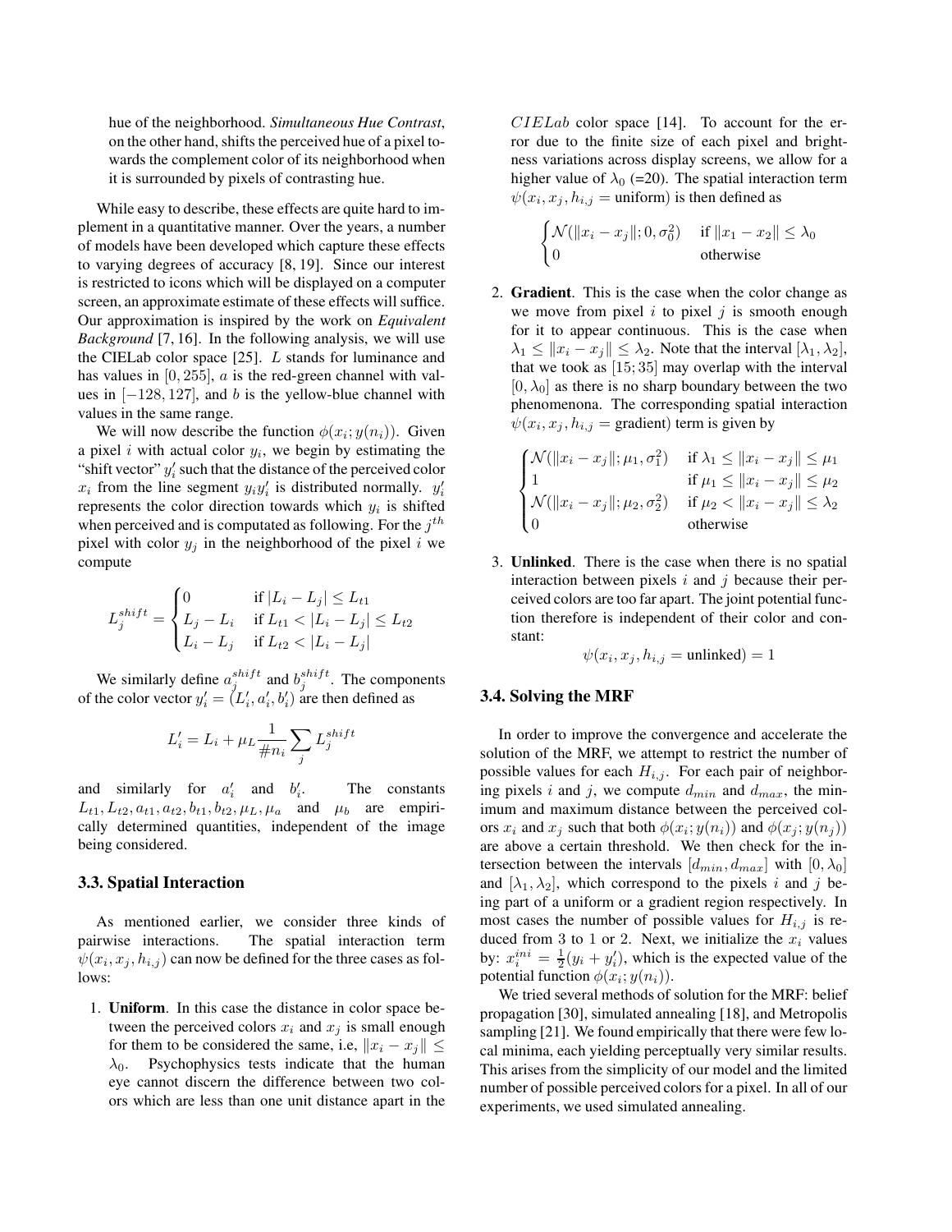hue of the neighborhood. *Simultaneous Hue Contrast*, on the other hand, shifts the perceived hue of a pixel towards the complement color of its neighborhood when it is surrounded by pixels of contrasting hue.

While easy to describe, these effects are quite hard to implement in a quantitative manner. Over the years, a number of models have been developed which capture these effects to varying degrees of accuracy [8, 19]. Since our interest is restricted to icons which will be displayed on a computer screen, an approximate estimate of these effects will suffice. Our approximation is inspired by the work on *Equivalent Background* [7, 16]. In the following analysis, we will use the CIELab color space [25]. $L$ stands for luminance and has values in $[0, 255]$, $a$ is the red-green channel with values in $[-128, 127]$, and $b$ is the yellow-blue channel with values in the same range.

We will now describe the function $\phi(x_i; y(n_i))$. Given a pixel $i$ with actual color $y_i$, we begin by estimating the "shift vector" $y'_i$ such that the distance of the perceived color $x_i$ from the line segment $y_i y'_i$ is distributed normally. $y'_i$ represents the color direction towards which $y_i$ is shifted when perceived and is computated as following. For the $j^{th}$ pixel with color $y_j$ in the neighborhood of the pixel $i$ we compute

$$L_j^{shift} = \begin{cases} 0 & \text{if } |L_i - L_j| \le L_{t1} \\ L_j - L_i & \text{if } L_{t1} < |L_i - L_j| \le L_{t2} \\ L_i - L_j & \text{if } L_{t2} < |L_i - L_j| \end{cases}$$

We similarly define $a_j^{shift}$ and $b_j^{shift}$. The components of the color vector $y'_i = (L'_i, a'_i, b'_i)$ are then defined as

$$L'_i = L_i + \mu_L \frac{1}{\# n_i} \sum_j L_j^{shift}$$

and similarly for $a'_i$ and $b'_i$. The constants $L_{t1}, L_{t2}, a_{t1}, a_{t2}, b_{t1}, b_{t2}, \mu_L, \mu_a$ and $\mu_b$ are empirically determined quantities, independent of the image being considered.

### 3.3. Spatial Interaction

As mentioned earlier, we consider three kinds of pairwise interactions. The spatial interaction term $\psi(x_i, x_j, h_{i,j})$ can now be defined for the three cases as follows:

1. **Uniform**. In this case the distance in color space between the perceived colors $x_i$ and $x_j$ is small enough for them to be considered the same, i.e, $\|x_i - x_j\| \le \lambda_0$. Psychophysics tests indicate that the human eye cannot discern the difference between two colors which are less than one unit distance apart in the $CIELab$ color space [14]. To account for the error due to the finite size of each pixel and brightness variations across display screens, we allow for a higher value of $\lambda_0$ (=20). The spatial interaction term $\psi(x_i, x_j, h_{i,j} = \text{uniform})$ is then defined as

$$\begin{cases} \mathcal{N}(\|x_i - x_j\|; 0, \sigma_0^2) & \text{if } \|x_1 - x_2\| \le \lambda_0 \\ 0 & \text{otherwise} \end{cases}$$

2. **Gradient**. This is the case when the color change as we move from pixel $i$ to pixel $j$ is smooth enough for it to appear continuous. This is the case when $\lambda_1 \le \|x_i - x_j\| \le \lambda_2$. Note that the interval $[\lambda_1, \lambda_2]$, that we took as $[15; 35]$ may overlap with the interval $[0, \lambda_0]$ as there is no sharp boundary between the two phenomenona. The corresponding spatial interaction $\psi(x_i, x_j, h_{i,j} = \text{gradient})$ term is given by

$$\begin{cases} \mathcal{N}(\|x_i - x_j\|; \mu_1, \sigma_1^2) & \text{if } \lambda_1 \le \|x_i - x_j\| \le \mu_1 \\ 1 & \text{if } \mu_1 \le \|x_i - x_j\| \le \mu_2 \\ \mathcal{N}(\|x_i - x_j\|; \mu_2, \sigma_2^2) & \text{if } \mu_2 < \|x_i - x_j\| \le \lambda_2 \\ 0 & \text{otherwise} \end{cases}$$

3. **Unlinked**. There is the case when there is no spatial interaction between pixels $i$ and $j$ because their perceived colors are too far apart. The joint potential function therefore is independent of their color and constant:

$$\psi(x_i, x_j, h_{i,j} = \text{unlinked}) = 1$$

### 3.4. Solving the MRF

In order to improve the convergence and accelerate the solution of the MRF, we attempt to restrict the number of possible values for each $H_{i,j}$. For each pair of neighboring pixels $i$ and $j$, we compute $d_{min}$ and $d_{max}$, the minimum and maximum distance between the perceived colors $x_i$ and $x_j$ such that both $\phi(x_i; y(n_i))$ and $\phi(x_j; y(n_j))$ are above a certain threshold. We then check for the intersection between the intervals $[d_{min}, d_{max}]$ with $[0, \lambda_0]$ and $[\lambda_1, \lambda_2]$, which correspond to the pixels $i$ and $j$ being part of a uniform or a gradient region respectively. In most cases the number of possible values for $H_{i,j}$ is reduced from 3 to 1 or 2. Next, we initialize the $x_i$ values by: $x_i^{ini} = \frac{1}{2}(y_i + y'_i)$, which is the expected value of the potential function $\phi(x_i; y(n_i))$.

We tried several methods of solution for the MRF: belief propagation [30], simulated annealing [18], and Metropolis sampling [21]. We found empirically that there were few local minima, each yielding perceptually very similar results. This arises from the simplicity of our model and the limited number of possible perceived colors for a pixel. In all of our experiments, we used simulated annealing.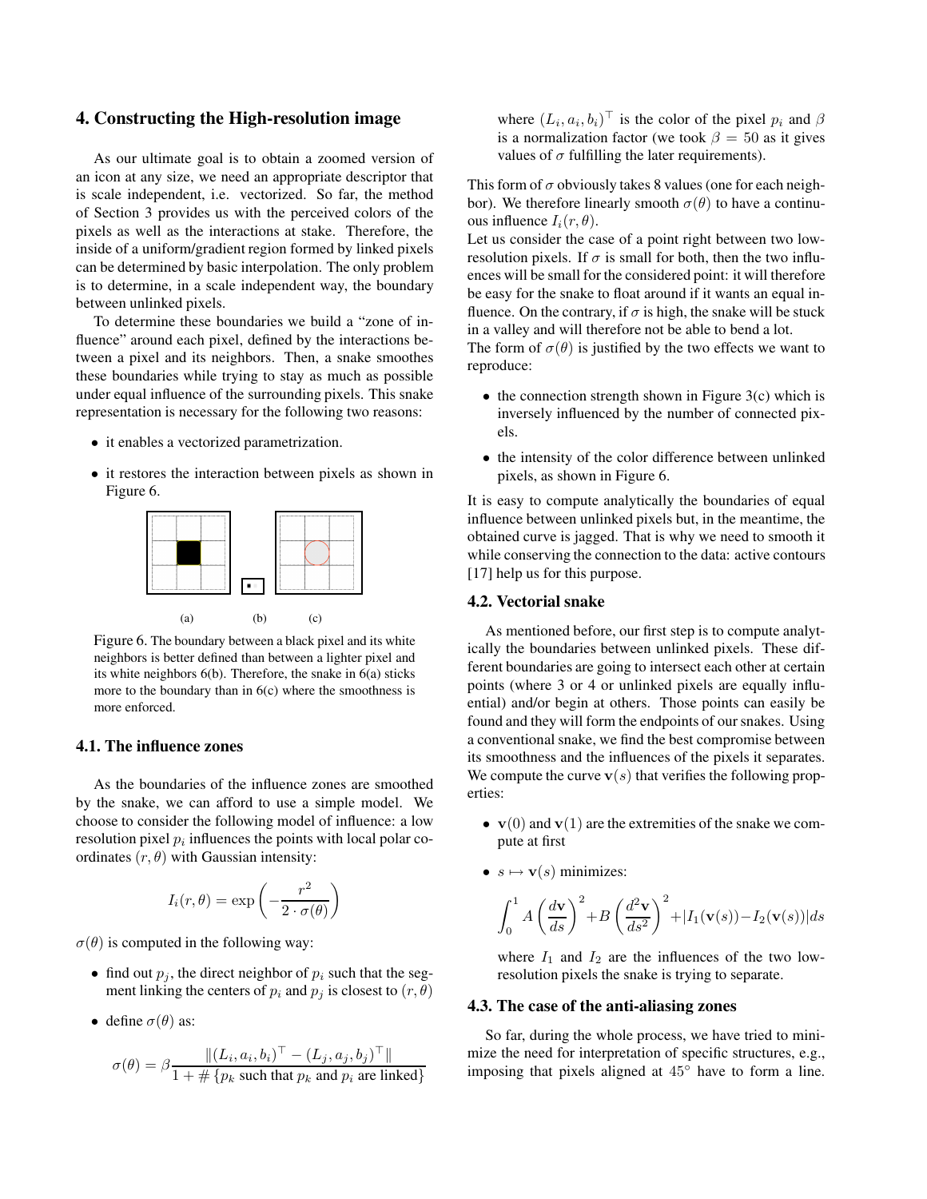## 4. Constructing the High-resolution image

As our ultimate goal is to obtain a zoomed version of an icon at any size, we need an appropriate descriptor that is scale independent, i.e. vectorized. So far, the method of Section 3 provides us with the perceived colors of the pixels as well as the interactions at stake. Therefore, the inside of a uniform/gradient region formed by linked pixels can be determined by basic interpolation. The only problem is to determine, in a scale independent way, the boundary between unlinked pixels.

To determine these boundaries we build a "zone of influence" around each pixel, defined by the interactions between a pixel and its neighbors. Then, a snake smoothes these boundaries while trying to stay as much as possible under equal influence of the surrounding pixels. This snake representation is necessary for the following two reasons:

- it enables a vectorized parametrization.
- it restores the interaction between pixels as shown in Figure 6.

(a) (b) (c)

Figure 6. The boundary between a black pixel and its white neighbors is better defined than between a lighter pixel and its white neighbors 6(b). Therefore, the snake in 6(a) sticks more to the boundary than in 6(c) where the smoothness is more enforced.

### 4.1. The influence zones

As the boundaries of the influence zones are smoothed by the snake, we can afford to use a simple model. We choose to consider the following model of influence: a low resolution pixel $p_i$ influences the points with local polar coordinates $(r, \theta)$ with Gaussian intensity:

$$I_i(r, \theta) = \exp\left(-\frac{r^2}{2 \cdot \sigma(\theta)}\right)$$

$\sigma(\theta)$ is computed in the following way:

- find out $p_j$, the direct neighbor of $p_i$ such that the segment linking the centers of $p_i$ and $p_j$ is closest to $(r, \theta)$
- define $\sigma(\theta)$ as:

$$\sigma(\theta) = \beta \frac{\|(L_i, a_i, b_i)^\top - (L_j, a_j, b_j)^\top\|}{1 + \#\{p_k \text{ such that } p_k \text{ and } p_i \text{ are linked}\}}$$

where $(L_i, a_i, b_i)^\top$ is the color of the pixel $p_i$ and $\beta$ is a normalization factor (we took $\beta = 50$ as it gives values of $\sigma$ fulfilling the later requirements).

This form of $\sigma$ obviously takes 8 values (one for each neighbor). We therefore linearly smooth $\sigma(\theta)$ to have a continuous influence $I_i(r, \theta)$.

Let us consider the case of a point right between two low-resolution pixels. If $\sigma$ is small for both, then the two influences will be small for the considered point: it will therefore be easy for the snake to float around if it wants an equal influence. On the contrary, if $\sigma$ is high, the snake will be stuck in a valley and will therefore not be able to bend a lot.

The form of $\sigma(\theta)$ is justified by the two effects we want to reproduce:

- the connection strength shown in Figure 3(c) which is inversely influenced by the number of connected pixels.
- the intensity of the color difference between unlinked pixels, as shown in Figure 6.

It is easy to compute analytically the boundaries of equal influence between unlinked pixels but, in the meantime, the obtained curve is jagged. That is why we need to smooth it while conserving the connection to the data: active contours [17] help us for this purpose.

### 4.2. Vectorial snake

As mentioned before, our first step is to compute analytically the boundaries between unlinked pixels. These different boundaries are going to intersect each other at certain points (where 3 or 4 or unlinked pixels are equally influential) and/or begin at others. Those points can easily be found and they will form the endpoints of our snakes. Using a conventional snake, we find the best compromise between its smoothness and the influences of the pixels it separates. We compute the curve $\mathbf{v}(s)$ that verifies the following properties:

- $\mathbf{v}(0)$ and $\mathbf{v}(1)$ are the extremities of the snake we compute at first
- $s \mapsto \mathbf{v}(s)$ minimizes:

$$\int_0^1 A\left(\frac{d\mathbf{v}}{ds}\right)^2 + B\left(\frac{d^2\mathbf{v}}{ds^2}\right)^2 + |I_1(\mathbf{v}(s)) - I_2(\mathbf{v}(s))| ds$$

where $I_1$ and $I_2$ are the influences of the two low-resolution pixels the snake is trying to separate.

### 4.3. The case of the anti-aliasing zones

So far, during the whole process, we have tried to minimize the need for interpretation of specific structures, e.g., imposing that pixels aligned at 45° have to form a line.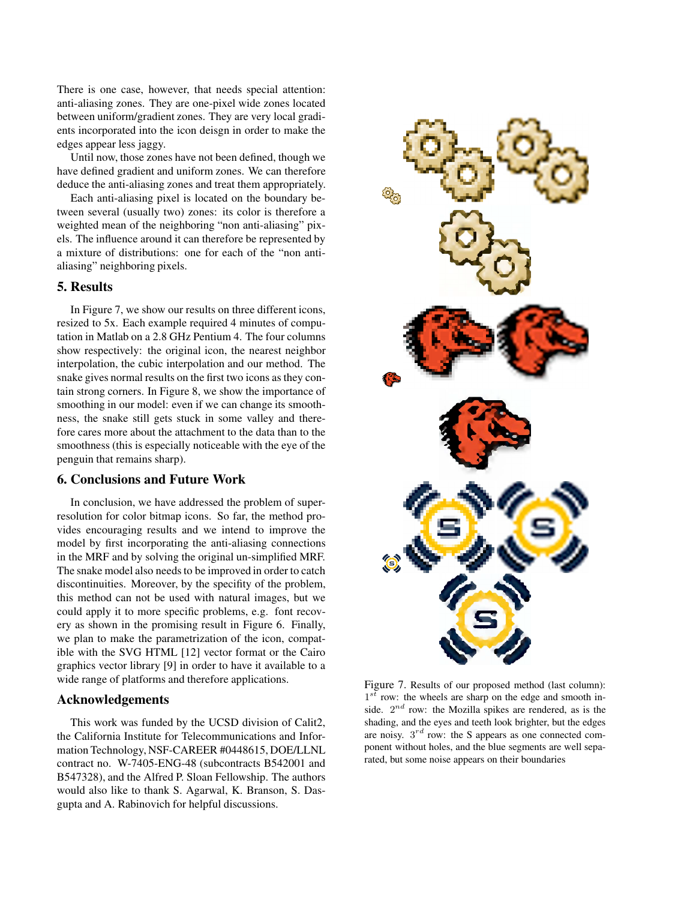There is one case, however, that needs special attention: anti-aliasing zones. They are one-pixel wide zones located between uniform/gradient zones. They are very local gradients incorporated into the icon deisgn in order to make the edges appear less jaggy.

Until now, those zones have not been defined, though we have defined gradient and uniform zones. We can therefore deduce the anti-aliasing zones and treat them appropriately.

Each anti-aliasing pixel is located on the boundary between several (usually two) zones: its color is therefore a weighted mean of the neighboring "non anti-aliasing" pixels. The influence around it can therefore be represented by a mixture of distributions: one for each of the "non anti-aliasing" neighboring pixels.

## 5. Results

In Figure 7, we show our results on three different icons, resized to 5x. Each example required 4 minutes of computation in Matlab on a 2.8 GHz Pentium 4. The four columns show respectively: the original icon, the nearest neighbor interpolation, the cubic interpolation and our method. The snake gives normal results on the first two icons as they contain strong corners. In Figure 8, we show the importance of smoothing in our model: even if we can change its smoothness, the snake still gets stuck in some valley and therefore cares more about the attachment to the data than to the smoothness (this is especially noticeable with the eye of the penguin that remains sharp).

## 6. Conclusions and Future Work

In conclusion, we have addressed the problem of super-resolution for color bitmap icons. So far, the method provides encouraging results and we intend to improve the model by first incorporating the anti-aliasing connections in the MRF and by solving the original un-simplified MRF. The snake model also needs to be improved in order to catch discontinuities. Moreover, by the specifity of the problem, this method can not be used with natural images, but we could apply it to more specific problems, e.g. font recovery as shown in the promising result in Figure 6. Finally, we plan to make the parametrization of the icon, compatible with the SVG HTML [12] vector format or the Cairo graphics vector library [9] in order to have it available to a wide range of platforms and therefore applications.

## Acknowledgements

This work was funded by the UCSD division of Calit2, the California Institute for Telecommunications and Information Technology, NSF-CAREER #0448615, DOE/LLNL contract no. W-7405-ENG-48 (subcontracts B542001 and B547328), and the Alfred P. Sloan Fellowship. The authors would also like to thank S. Agarwal, K. Branson, S. Dasgupta and A. Rabinovich for helpful discussions.

Figure 7. Results of our proposed method (last column): $1^{st}$ row: the wheels are sharp on the edge and smooth inside. $2^{nd}$ row: the Mozilla spikes are rendered, as is the shading, and the eyes and teeth look brighter, but the edges are noisy. $3^{rd}$ row: the S appears as one connected component without holes, and the blue segments are well separated, but some noise appears on their boundaries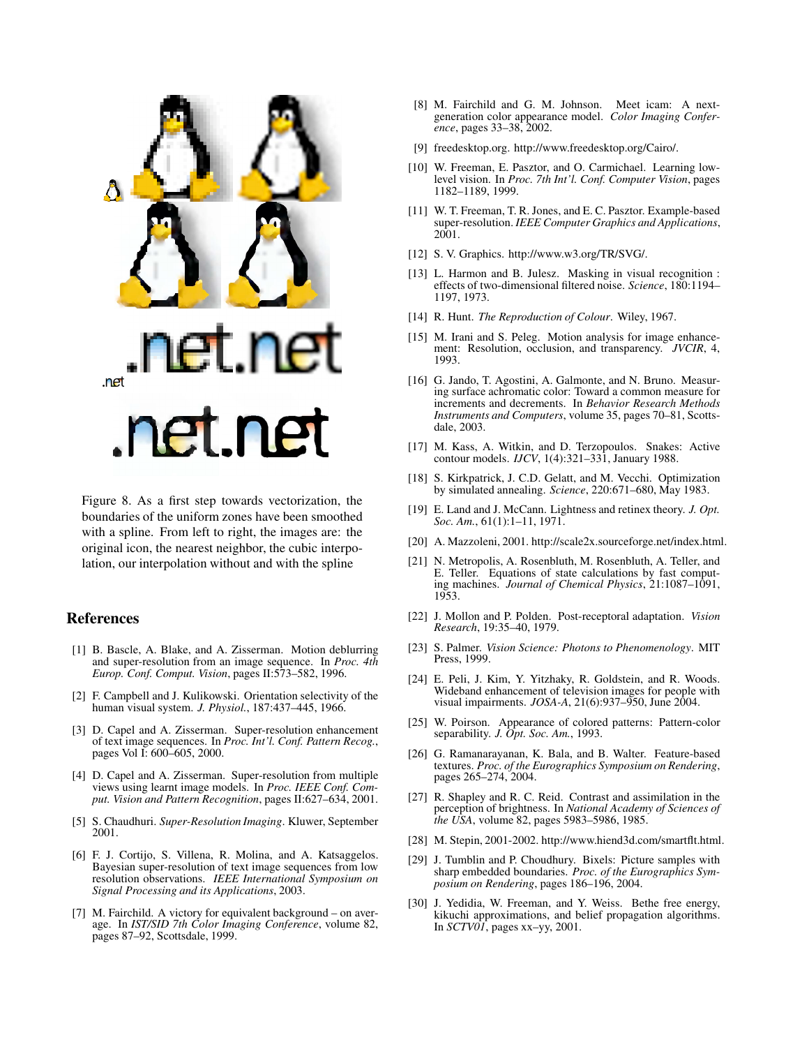Figure 8. As a first step towards vectorization, the boundaries of the uniform zones have been smoothed with a spline. From left to right, the images are: the original icon, the nearest neighbor, the cubic interpolation, our interpolation without and with the spline

## References

[1] B. Bascle, A. Blake, and A. Zisserman. Motion deblurring and super-resolution from an image sequence. In *Proc. 4th Europ. Conf. Comput. Vision*, pages II:573–582, 1996.

[2] F. Campbell and J. Kulikowski. Orientation selectivity of the human visual system. *J. Physiol.*, 187:437–445, 1966.

[3] D. Capel and A. Zisserman. Super-resolution enhancement of text image sequences. In *Proc. Int'l. Conf. Pattern Recog.*, pages Vol I: 600–605, 2000.

[4] D. Capel and A. Zisserman. Super-resolution from multiple views using learnt image models. In *Proc. IEEE Conf. Comput. Vision and Pattern Recognition*, pages II:627–634, 2001.

[5] S. Chaudhuri. *Super-Resolution Imaging*. Kluwer, September 2001.

[6] F. J. Cortijo, S. Villena, R. Molina, and A. Katsaggelos. Bayesian super-resolution of text image sequences from low resolution observations. *IEEE International Symposium on Signal Processing and its Applications*, 2003.

[7] M. Fairchild. A victory for equivalent background – on average. In *IST/SID 7th Color Imaging Conference*, volume 82, pages 87–92, Scottsdale, 1999.

[8] M. Fairchild and G. M. Johnson. Meet icam: A next-generation color appearance model. *Color Imaging Conference*, pages 33–38, 2002.

[9] freedesktop.org. http://www.freedesktop.org/Cairo/.

[10] W. Freeman, E. Pasztor, and O. Carmichael. Learning low-level vision. In *Proc. 7th Int'l. Conf. Computer Vision*, pages 1182–1189, 1999.

[11] W. T. Freeman, T. R. Jones, and E. C. Pasztor. Example-based super-resolution. *IEEE Computer Graphics and Applications*, 2001.

[12] S. V. Graphics. http://www.w3.org/TR/SVG/.

[13] L. Harmon and B. Julesz. Masking in visual recognition : effects of two-dimensional filtered noise. *Science*, 180:1194–1197, 1973.

[14] R. Hunt. *The Reproduction of Colour*. Wiley, 1967.

[15] M. Irani and S. Peleg. Motion analysis for image enhancement: Resolution, occlusion, and transparency. *JVCIR*, 4, 1993.

[16] G. Jando, T. Agostini, A. Galmonte, and N. Bruno. Measuring surface achromatic color: Toward a common measure for increments and decrements. In *Behavior Research Methods Instruments and Computers*, volume 35, pages 70–81, Scottsdale, 2003.

[17] M. Kass, A. Witkin, and D. Terzopoulos. Snakes: Active contour models. *IJCV*, 1(4):321–331, January 1988.

[18] S. Kirkpatrick, J. C.D. Gelatt, and M. Vecchi. Optimization by simulated annealing. *Science*, 220:671–680, May 1983.

[19] E. Land and J. McCann. Lightness and retinex theory. *J. Opt. Soc. Am.*, 61(1):1–11, 1971.

[20] A. Mazzoleni, 2001. http://scale2x.sourceforge.net/index.html.

[21] N. Metropolis, A. Rosenbluth, M. Rosenbluth, A. Teller, and E. Teller. Equations of state calculations by fast computing machines. *Journal of Chemical Physics*, 21:1087–1091, 1953.

[22] J. Mollon and P. Polden. Post-receptoral adaptation. *Vision Research*, 19:35–40, 1979.

[23] S. Palmer. *Vision Science: Photons to Phenomenology*. MIT Press, 1999.

[24] E. Peli, J. Kim, Y. Yitzhaky, R. Goldstein, and R. Woods. Wideband enhancement of television images for people with visual impairments. *JOSA-A*, 21(6):937–950, June 2004.

[25] W. Poirson. Appearance of colored patterns: Pattern-color separability. *J. Opt. Soc. Am.*, 1993.

[26] G. Ramanarayanan, K. Bala, and B. Walter. Feature-based textures. *Proc. of the Eurographics Symposium on Rendering*, pages 265–274, 2004.

[27] R. Shapley and R. C. Reid. Contrast and assimilation in the perception of brightness. In *National Academy of Sciences of the USA*, volume 82, pages 5983–5986, 1985.

[28] M. Stepin, 2001-2002. http://www.hiend3d.com/smartflt.html.

[29] J. Tumblin and P. Choudhury. Bixels: Picture samples with sharp embedded boundaries. *Proc. of the Eurographics Symposium on Rendering*, pages 186–196, 2004.

[30] J. Yedidia, W. Freeman, and Y. Weiss. Bethe free energy, kikuchi approximations, and belief propagation algorithms. In *SCTV01*, pages xx–yy, 2001.